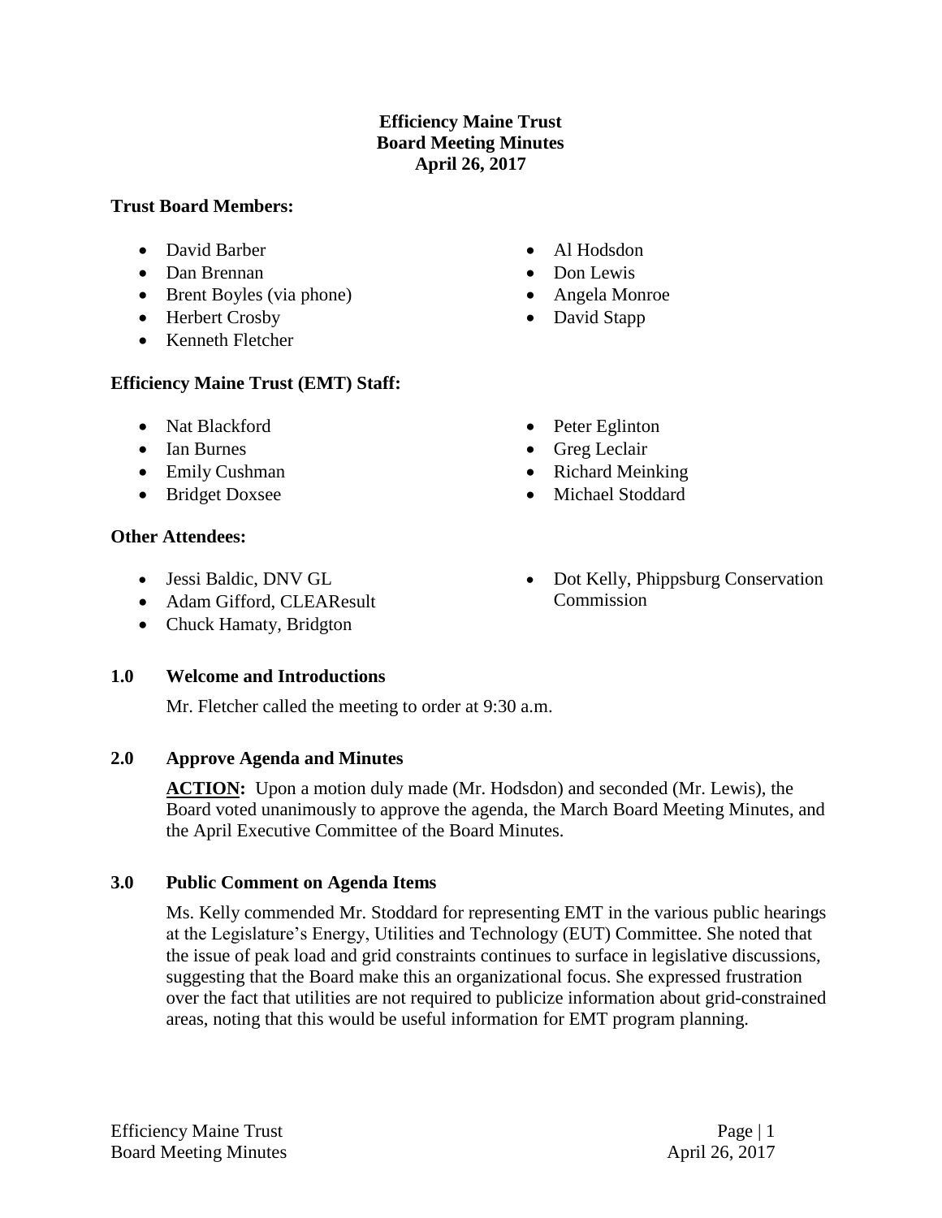# Efficiency Maine Trust
## Board Meeting Minutes
### April 26, 2017

**Trust Board Members:**

- David Barber
- Dan Brennan
- Brent Boyles (via phone)
- Herbert Crosby
- Kenneth Fletcher
- Al Hodsdon
- Don Lewis
- Angela Monroe
- David Stapp

**Efficiency Maine Trust (EMT) Staff:**

- Nat Blackford
- Ian Burnes
- Emily Cushman
- Bridget Doxsee
- Peter Eglinton
- Greg Leclair
- Richard Meinking
- Michael Stoddard

**Other Attendees:**

- Jessi Baldic, DNV GL
- Adam Gifford, CLEAResult
- Chuck Hamaty, Bridgton
- Dot Kelly, Phippsburg Conservation Commission

**1.0 Welcome and Introductions**

Mr. Fletcher called the meeting to order at 9:30 a.m.

**2.0 Approve Agenda and Minutes**

**ACTION:** Upon a motion duly made (Mr. Hodsdon) and seconded (Mr. Lewis), the Board voted unanimously to approve the agenda, the March Board Meeting Minutes, and the April Executive Committee of the Board Minutes.

**3.0 Public Comment on Agenda Items**

Ms. Kelly commended Mr. Stoddard for representing EMT in the various public hearings at the Legislature's Energy, Utilities and Technology (EUT) Committee. She noted that the issue of peak load and grid constraints continues to surface in legislative discussions, suggesting that the Board make this an organizational focus. She expressed frustration over the fact that utilities are not required to publicize information about grid-constrained areas, noting that this would be useful information for EMT program planning.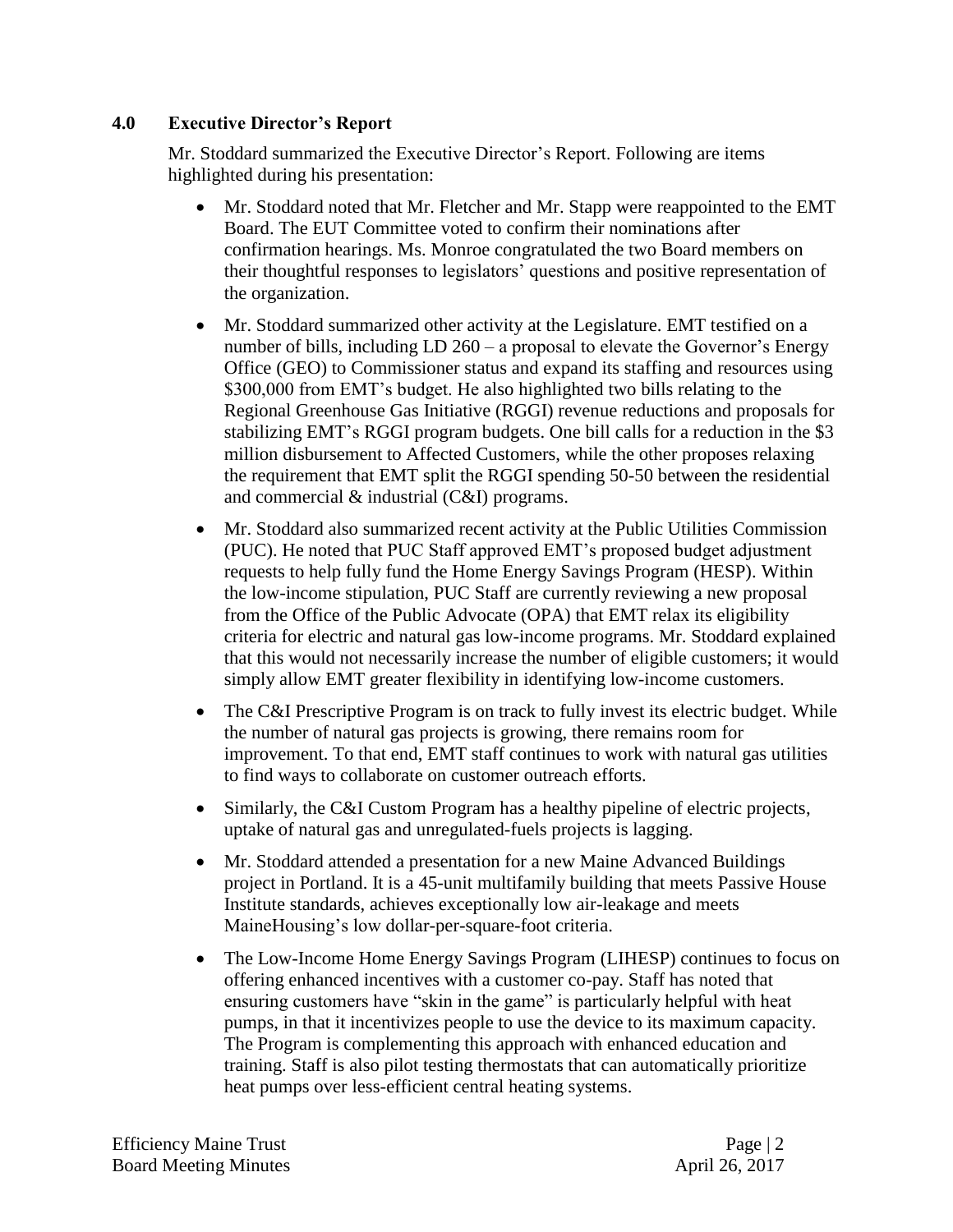## 4.0 Executive Director's Report

Mr. Stoddard summarized the Executive Director's Report. Following are items highlighted during his presentation:

- Mr. Stoddard noted that Mr. Fletcher and Mr. Stapp were reappointed to the EMT Board. The EUT Committee voted to confirm their nominations after confirmation hearings. Ms. Monroe congratulated the two Board members on their thoughtful responses to legislators' questions and positive representation of the organization.
- Mr. Stoddard summarized other activity at the Legislature. EMT testified on a number of bills, including LD 260 – a proposal to elevate the Governor's Energy Office (GEO) to Commissioner status and expand its staffing and resources using $300,000 from EMT's budget. He also highlighted two bills relating to the Regional Greenhouse Gas Initiative (RGGI) revenue reductions and proposals for stabilizing EMT's RGGI program budgets. One bill calls for a reduction in the $3 million disbursement to Affected Customers, while the other proposes relaxing the requirement that EMT split the RGGI spending 50-50 between the residential and commercial & industrial (C&I) programs.
- Mr. Stoddard also summarized recent activity at the Public Utilities Commission (PUC). He noted that PUC Staff approved EMT's proposed budget adjustment requests to help fully fund the Home Energy Savings Program (HESP). Within the low-income stipulation, PUC Staff are currently reviewing a new proposal from the Office of the Public Advocate (OPA) that EMT relax its eligibility criteria for electric and natural gas low-income programs. Mr. Stoddard explained that this would not necessarily increase the number of eligible customers; it would simply allow EMT greater flexibility in identifying low-income customers.
- The C&I Prescriptive Program is on track to fully invest its electric budget. While the number of natural gas projects is growing, there remains room for improvement. To that end, EMT staff continues to work with natural gas utilities to find ways to collaborate on customer outreach efforts.
- Similarly, the C&I Custom Program has a healthy pipeline of electric projects, uptake of natural gas and unregulated-fuels projects is lagging.
- Mr. Stoddard attended a presentation for a new Maine Advanced Buildings project in Portland. It is a 45-unit multifamily building that meets Passive House Institute standards, achieves exceptionally low air-leakage and meets MaineHousing's low dollar-per-square-foot criteria.
- The Low-Income Home Energy Savings Program (LIHESP) continues to focus on offering enhanced incentives with a customer co-pay. Staff has noted that ensuring customers have "skin in the game" is particularly helpful with heat pumps, in that it incentivizes people to use the device to its maximum capacity. The Program is complementing this approach with enhanced education and training. Staff is also pilot testing thermostats that can automatically prioritize heat pumps over less-efficient central heating systems.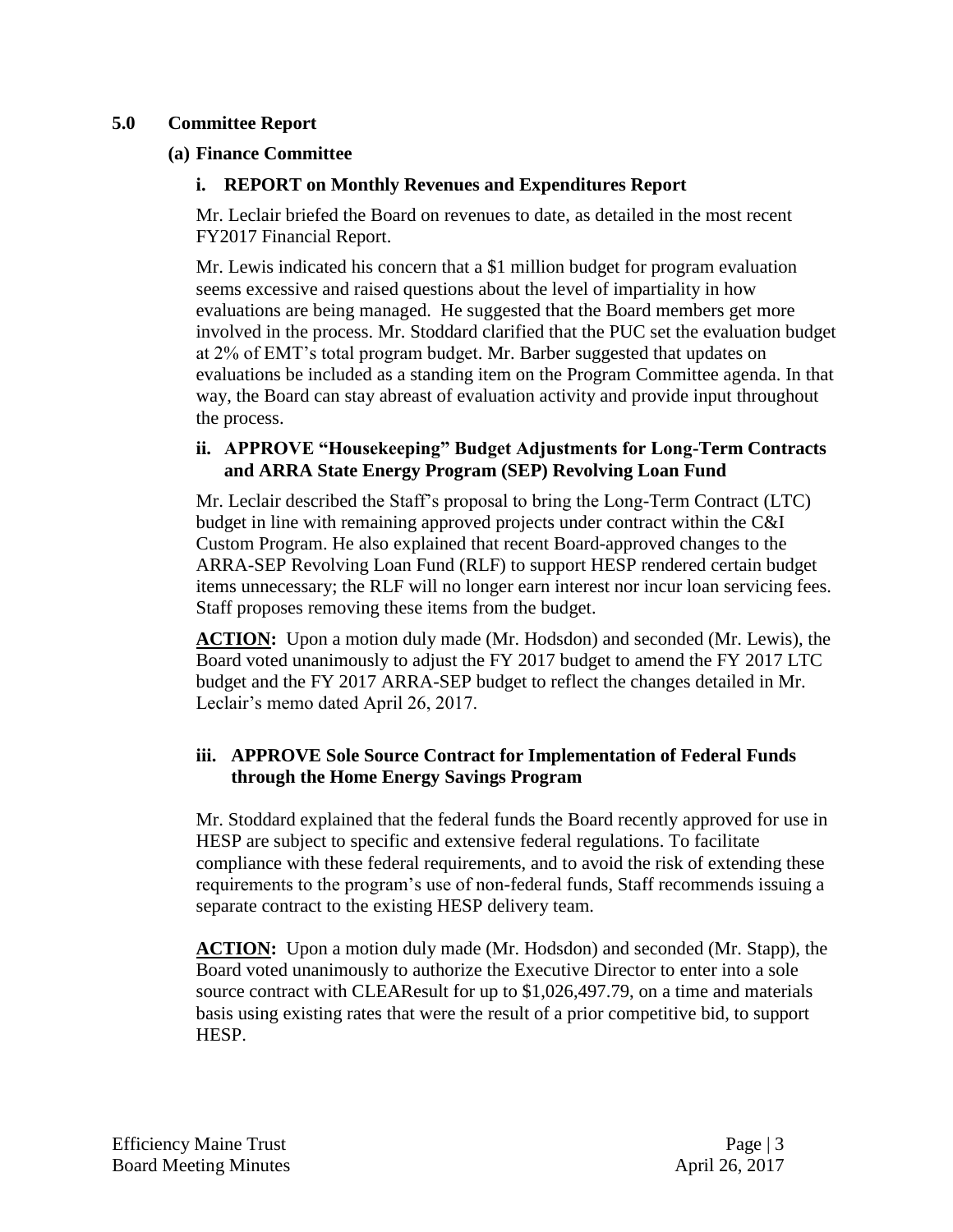## 5.0 Committee Report

### (a) Finance Committee

#### i. REPORT on Monthly Revenues and Expenditures Report

Mr. Leclair briefed the Board on revenues to date, as detailed in the most recent FY2017 Financial Report.

Mr. Lewis indicated his concern that a $1 million budget for program evaluation seems excessive and raised questions about the level of impartiality in how evaluations are being managed. He suggested that the Board members get more involved in the process. Mr. Stoddard clarified that the PUC set the evaluation budget at 2% of EMT's total program budget. Mr. Barber suggested that updates on evaluations be included as a standing item on the Program Committee agenda. In that way, the Board can stay abreast of evaluation activity and provide input throughout the process.

#### ii. APPROVE "Housekeeping" Budget Adjustments for Long-Term Contracts and ARRA State Energy Program (SEP) Revolving Loan Fund

Mr. Leclair described the Staff's proposal to bring the Long-Term Contract (LTC) budget in line with remaining approved projects under contract within the C&I Custom Program. He also explained that recent Board-approved changes to the ARRA-SEP Revolving Loan Fund (RLF) to support HESP rendered certain budget items unnecessary; the RLF will no longer earn interest nor incur loan servicing fees. Staff proposes removing these items from the budget.

**ACTION:** Upon a motion duly made (Mr. Hodsdon) and seconded (Mr. Lewis), the Board voted unanimously to adjust the FY 2017 budget to amend the FY 2017 LTC budget and the FY 2017 ARRA-SEP budget to reflect the changes detailed in Mr. Leclair's memo dated April 26, 2017.

#### iii. APPROVE Sole Source Contract for Implementation of Federal Funds through the Home Energy Savings Program

Mr. Stoddard explained that the federal funds the Board recently approved for use in HESP are subject to specific and extensive federal regulations. To facilitate compliance with these federal requirements, and to avoid the risk of extending these requirements to the program's use of non-federal funds, Staff recommends issuing a separate contract to the existing HESP delivery team.

**ACTION:** Upon a motion duly made (Mr. Hodsdon) and seconded (Mr. Stapp), the Board voted unanimously to authorize the Executive Director to enter into a sole source contract with CLEAResult for up to $1,026,497.79, on a time and materials basis using existing rates that were the result of a prior competitive bid, to support HESP.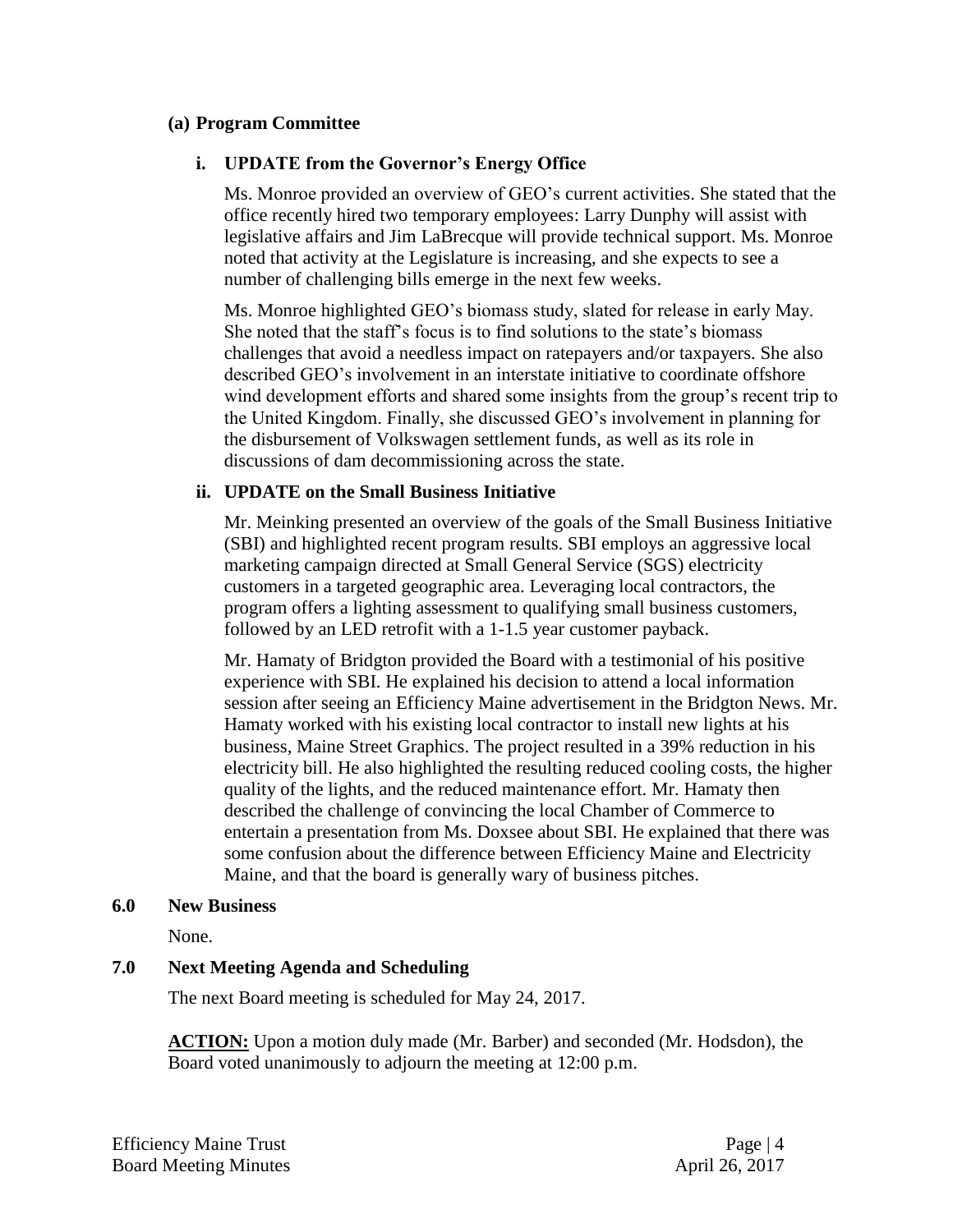**(a) Program Committee**

**i. UPDATE from the Governor's Energy Office**

Ms. Monroe provided an overview of GEO's current activities. She stated that the office recently hired two temporary employees: Larry Dunphy will assist with legislative affairs and Jim LaBrecque will provide technical support. Ms. Monroe noted that activity at the Legislature is increasing, and she expects to see a number of challenging bills emerge in the next few weeks.

Ms. Monroe highlighted GEO's biomass study, slated for release in early May. She noted that the staff's focus is to find solutions to the state's biomass challenges that avoid a needless impact on ratepayers and/or taxpayers. She also described GEO's involvement in an interstate initiative to coordinate offshore wind development efforts and shared some insights from the group's recent trip to the United Kingdom. Finally, she discussed GEO's involvement in planning for the disbursement of Volkswagen settlement funds, as well as its role in discussions of dam decommissioning across the state.

**ii. UPDATE on the Small Business Initiative**

Mr. Meinking presented an overview of the goals of the Small Business Initiative (SBI) and highlighted recent program results. SBI employs an aggressive local marketing campaign directed at Small General Service (SGS) electricity customers in a targeted geographic area. Leveraging local contractors, the program offers a lighting assessment to qualifying small business customers, followed by an LED retrofit with a 1-1.5 year customer payback.

Mr. Hamaty of Bridgton provided the Board with a testimonial of his positive experience with SBI. He explained his decision to attend a local information session after seeing an Efficiency Maine advertisement in the Bridgton News. Mr. Hamaty worked with his existing local contractor to install new lights at his business, Maine Street Graphics. The project resulted in a 39% reduction in his electricity bill. He also highlighted the resulting reduced cooling costs, the higher quality of the lights, and the reduced maintenance effort. Mr. Hamaty then described the challenge of convincing the local Chamber of Commerce to entertain a presentation from Ms. Doxsee about SBI. He explained that there was some confusion about the difference between Efficiency Maine and Electricity Maine, and that the board is generally wary of business pitches.

**6.0 New Business**

None.

**7.0 Next Meeting Agenda and Scheduling**

The next Board meeting is scheduled for May 24, 2017.

**ACTION:** Upon a motion duly made (Mr. Barber) and seconded (Mr. Hodsdon), the Board voted unanimously to adjourn the meeting at 12:00 p.m.